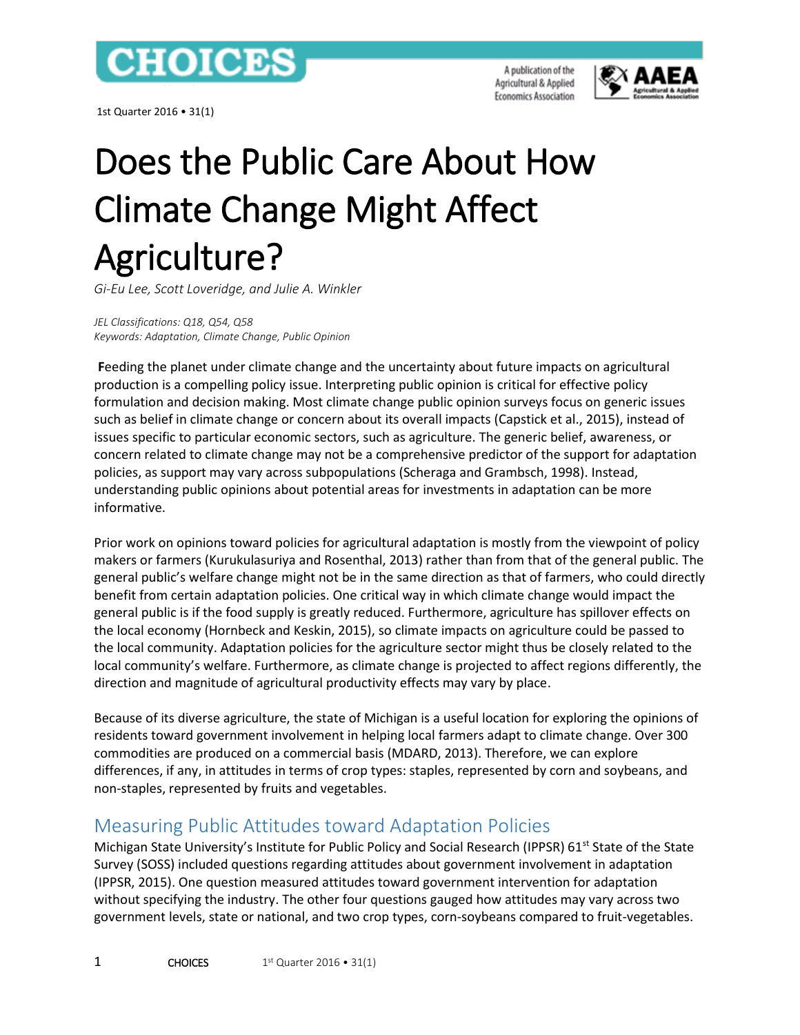# Does the Public Care About How Climate Change Might Affect Agriculture?

*Gi-Eu Lee, Scott Loveridge, and Julie A. Winkler*

*JEL Classifications: Q18, Q54, Q58*
*Keywords: Adaptation, Climate Change, Public Opinion*

**F**eeding the planet under climate change and the uncertainty about future impacts on agricultural production is a compelling policy issue. Interpreting public opinion is critical for effective policy formulation and decision making. Most climate change public opinion surveys focus on generic issues such as belief in climate change or concern about its overall impacts (Capstick et al., 2015), instead of issues specific to particular economic sectors, such as agriculture. The generic belief, awareness, or concern related to climate change may not be a comprehensive predictor of the support for adaptation policies, as support may vary across subpopulations (Scheraga and Grambsch, 1998). Instead, understanding public opinions about potential areas for investments in adaptation can be more informative.

Prior work on opinions toward policies for agricultural adaptation is mostly from the viewpoint of policy makers or farmers (Kurukulasuriya and Rosenthal, 2013) rather than from that of the general public. The general public's welfare change might not be in the same direction as that of farmers, who could directly benefit from certain adaptation policies. One critical way in which climate change would impact the general public is if the food supply is greatly reduced. Furthermore, agriculture has spillover effects on the local economy (Hornbeck and Keskin, 2015), so climate impacts on agriculture could be passed to the local community. Adaptation policies for the agriculture sector might thus be closely related to the local community's welfare. Furthermore, as climate change is projected to affect regions differently, the direction and magnitude of agricultural productivity effects may vary by place.

Because of its diverse agriculture, the state of Michigan is a useful location for exploring the opinions of residents toward government involvement in helping local farmers adapt to climate change. Over 300 commodities are produced on a commercial basis (MDARD, 2013). Therefore, we can explore differences, if any, in attitudes in terms of crop types: staples, represented by corn and soybeans, and non-staples, represented by fruits and vegetables.

## Measuring Public Attitudes toward Adaptation Policies

Michigan State University's Institute for Public Policy and Social Research (IPPSR) 61st State of the State Survey (SOSS) included questions regarding attitudes about government involvement in adaptation (IPPSR, 2015). One question measured attitudes toward government intervention for adaptation without specifying the industry. The other four questions gauged how attitudes may vary across two government levels, state or national, and two crop types, corn-soybeans compared to fruit-vegetables.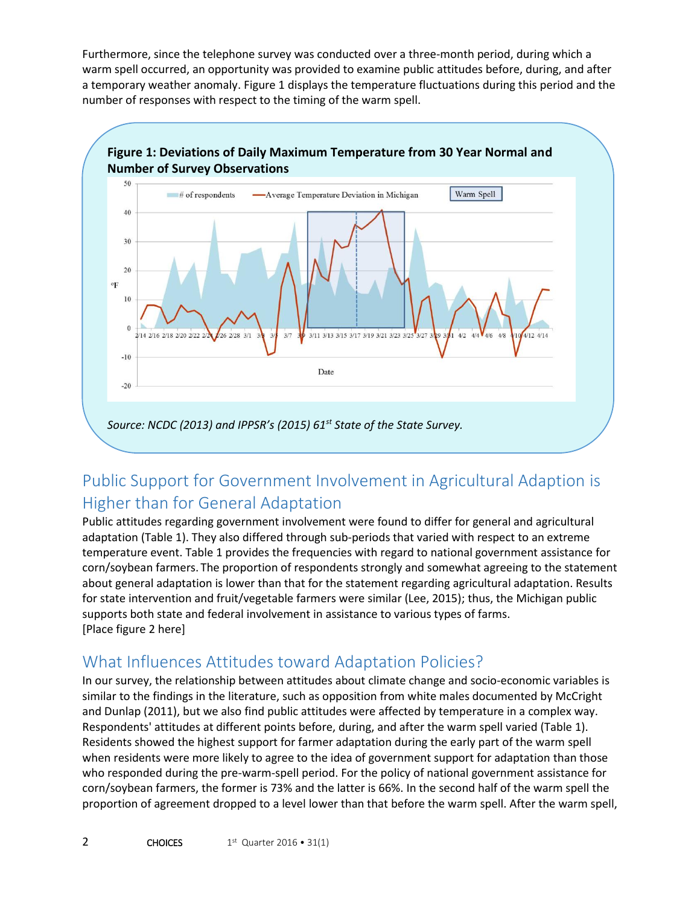Furthermore, since the telephone survey was conducted over a three-month period, during which a warm spell occurred, an opportunity was provided to examine public attitudes before, during, and after a temporary weather anomaly. Figure 1 displays the temperature fluctuations during this period and the number of responses with respect to the timing of the warm spell.

**Figure 1: Deviations of Daily Maximum Temperature from 30 Year Normal and Number of Survey Observations**

*Source: NCDC (2013) and IPPSR's (2015) 61st State of the State Survey.*

## Public Support for Government Involvement in Agricultural Adaption is Higher than for General Adaptation

Public attitudes regarding government involvement were found to differ for general and agricultural adaptation (Table 1). They also differed through sub-periods that varied with respect to an extreme temperature event. Table 1 provides the frequencies with regard to national government assistance for corn/soybean farmers. The proportion of respondents strongly and somewhat agreeing to the statement about general adaptation is lower than that for the statement regarding agricultural adaptation. Results for state intervention and fruit/vegetable farmers were similar (Lee, 2015); thus, the Michigan public supports both state and federal involvement in assistance to various types of farms.
[Place figure 2 here]

## What Influences Attitudes toward Adaptation Policies?

In our survey, the relationship between attitudes about climate change and socio-economic variables is similar to the findings in the literature, such as opposition from white males documented by McCright and Dunlap (2011), but we also find public attitudes were affected by temperature in a complex way. Respondents' attitudes at different points before, during, and after the warm spell varied (Table 1). Residents showed the highest support for farmer adaptation during the early part of the warm spell when residents were more likely to agree to the idea of government support for adaptation than those who responded during the pre-warm-spell period. For the policy of national government assistance for corn/soybean farmers, the former is 73% and the latter is 66%. In the second half of the warm spell the proportion of agreement dropped to a level lower than that before the warm spell. After the warm spell,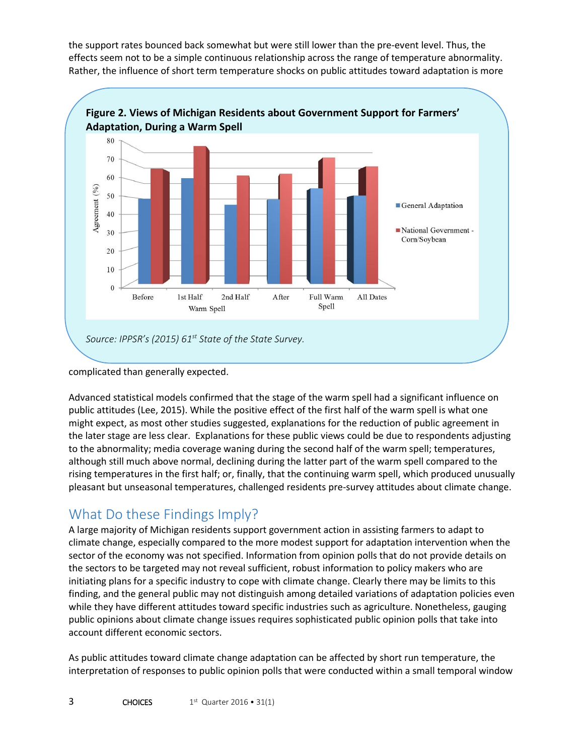the support rates bounced back somewhat but were still lower than the pre-event level. Thus, the effects seem not to be a simple continuous relationship across the range of temperature abnormality. Rather, the influence of short term temperature shocks on public attitudes toward adaptation is more complicated than generally expected.

**Figure 2. Views of Michigan Residents about Government Support for Farmers' Adaptation, During a Warm Spell**

*Source: IPPSR's (2015) 61st State of the State Survey.*

Advanced statistical models confirmed that the stage of the warm spell had a significant influence on public attitudes (Lee, 2015). While the positive effect of the first half of the warm spell is what one might expect, as most other studies suggested, explanations for the reduction of public agreement in the later stage are less clear. Explanations for these public views could be due to respondents adjusting to the abnormality; media coverage waning during the second half of the warm spell; temperatures, although still much above normal, declining during the latter part of the warm spell compared to the rising temperatures in the first half; or, finally, that the continuing warm spell, which produced unusually pleasant but unseasonal temperatures, challenged residents pre-survey attitudes about climate change.

## What Do these Findings Imply?

A large majority of Michigan residents support government action in assisting farmers to adapt to climate change, especially compared to the more modest support for adaptation intervention when the sector of the economy was not specified. Information from opinion polls that do not provide details on the sectors to be targeted may not reveal sufficient, robust information to policy makers who are initiating plans for a specific industry to cope with climate change. Clearly there may be limits to this finding, and the general public may not distinguish among detailed variations of adaptation policies even while they have different attitudes toward specific industries such as agriculture. Nonetheless, gauging public opinions about climate change issues requires sophisticated public opinion polls that take into account different economic sectors.

As public attitudes toward climate change adaptation can be affected by short run temperature, the interpretation of responses to public opinion polls that were conducted within a small temporal window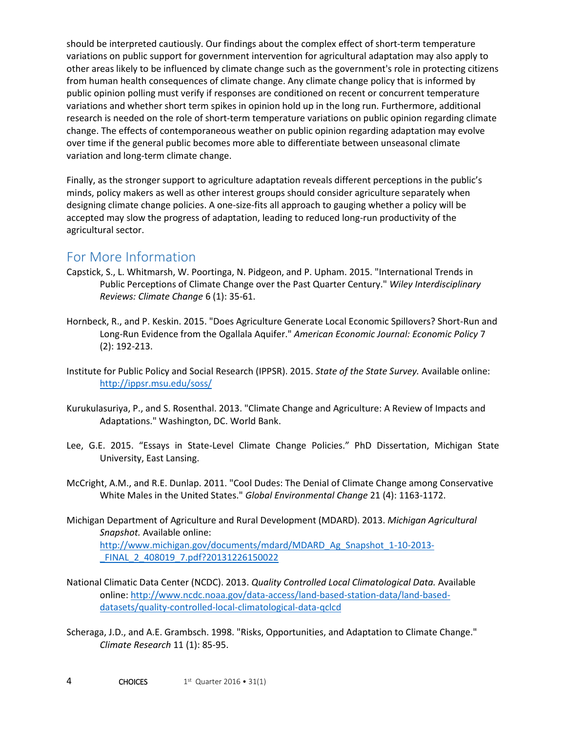should be interpreted cautiously. Our findings about the complex effect of short-term temperature variations on public support for government intervention for agricultural adaptation may also apply to other areas likely to be influenced by climate change such as the government's role in protecting citizens from human health consequences of climate change. Any climate change policy that is informed by public opinion polling must verify if responses are conditioned on recent or concurrent temperature variations and whether short term spikes in opinion hold up in the long run. Furthermore, additional research is needed on the role of short-term temperature variations on public opinion regarding climate change. The effects of contemporaneous weather on public opinion regarding adaptation may evolve over time if the general public becomes more able to differentiate between unseasonal climate variation and long-term climate change.

Finally, as the stronger support to agriculture adaptation reveals different perceptions in the public's minds, policy makers as well as other interest groups should consider agriculture separately when designing climate change policies. A one-size-fits all approach to gauging whether a policy will be accepted may slow the progress of adaptation, leading to reduced long-run productivity of the agricultural sector.

## For More Information

Capstick, S., L. Whitmarsh, W. Poortinga, N. Pidgeon, and P. Upham. 2015. "International Trends in Public Perceptions of Climate Change over the Past Quarter Century." *Wiley Interdisciplinary Reviews: Climate Change* 6 (1): 35-61.

Hornbeck, R., and P. Keskin. 2015. "Does Agriculture Generate Local Economic Spillovers? Short-Run and Long-Run Evidence from the Ogallala Aquifer." *American Economic Journal: Economic Policy* 7 (2): 192-213.

Institute for Public Policy and Social Research (IPPSR). 2015. *State of the State Survey.* Available online: http://ippsr.msu.edu/soss/

Kurukulasuriya, P., and S. Rosenthal. 2013. "Climate Change and Agriculture: A Review of Impacts and Adaptations." Washington, DC. World Bank.

Lee, G.E. 2015. "Essays in State-Level Climate Change Policies." PhD Dissertation, Michigan State University, East Lansing.

McCright, A.M., and R.E. Dunlap. 2011. "Cool Dudes: The Denial of Climate Change among Conservative White Males in the United States." *Global Environmental Change* 21 (4): 1163-1172.

Michigan Department of Agriculture and Rural Development (MDARD). 2013. *Michigan Agricultural Snapshot.* Available online: http://www.michigan.gov/documents/mdard/MDARD_Ag_Snapshot_1-10-2013-_FINAL_2_408019_7.pdf?20131226150022

National Climatic Data Center (NCDC). 2013. *Quality Controlled Local Climatological Data.* Available online: http://www.ncdc.noaa.gov/data-access/land-based-station-data/land-based-datasets/quality-controlled-local-climatological-data-qclcd

Scheraga, J.D., and A.E. Grambsch. 1998. "Risks, Opportunities, and Adaptation to Climate Change." *Climate Research* 11 (1): 85-95.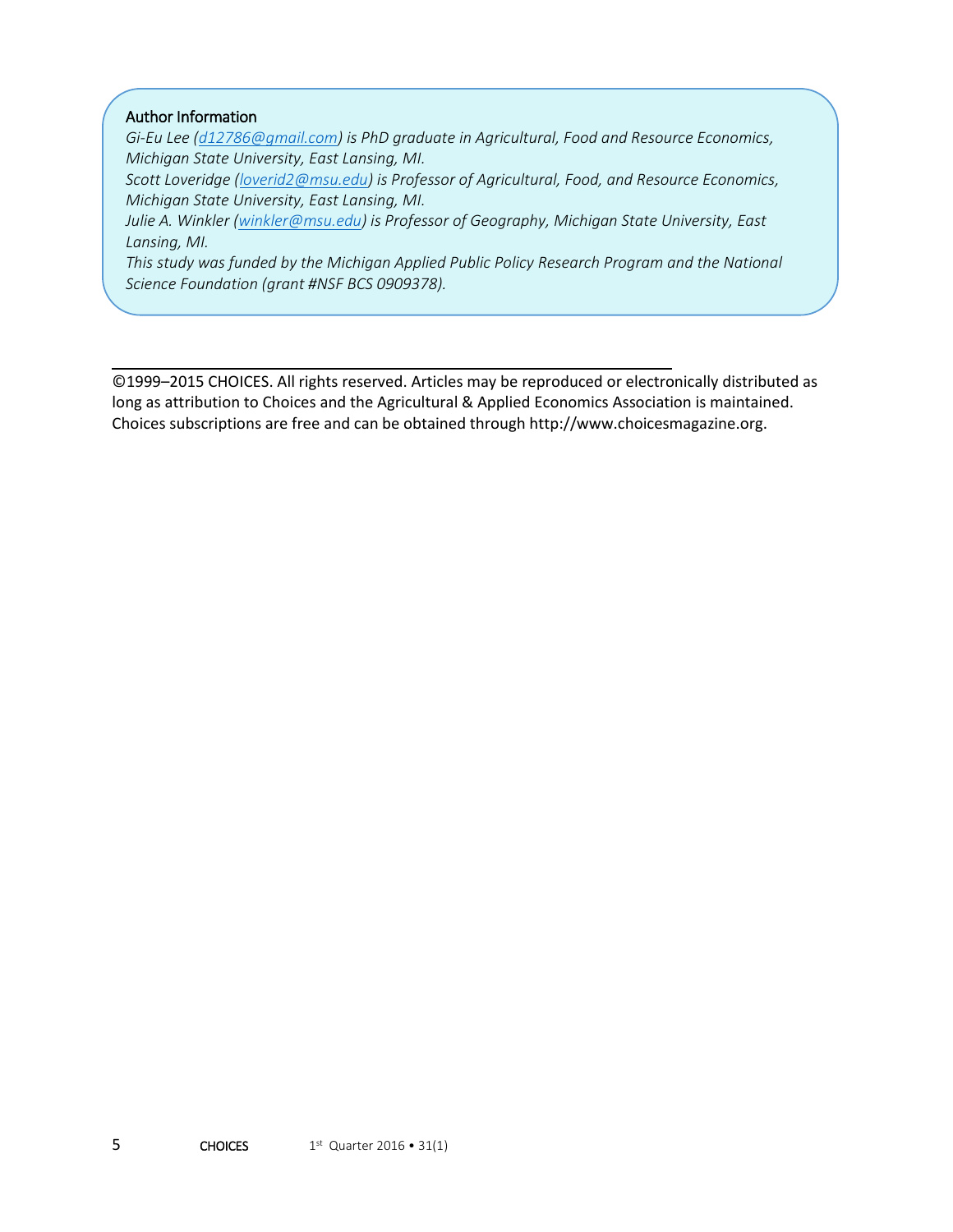### Author Information

*Gi-Eu Lee ([d12786@gmail.com](mailto:d12786@gmail.com)) is PhD graduate in Agricultural, Food and Resource Economics, Michigan State University, East Lansing, MI.*

*Scott Loveridge ([loverid2@msu.edu](mailto:loverid2@msu.edu)) is Professor of Agricultural, Food, and Resource Economics, Michigan State University, East Lansing, MI.*

*Julie A. Winkler ([winkler@msu.edu](mailto:winkler@msu.edu)) is Professor of Geography, Michigan State University, East Lansing, MI.*

*This study was funded by the Michigan Applied Public Policy Research Program and the National Science Foundation (grant #NSF BCS 0909378).*

---

©1999–2015 CHOICES. All rights reserved. Articles may be reproduced or electronically distributed as long as attribution to Choices and the Agricultural & Applied Economics Association is maintained. Choices subscriptions are free and can be obtained through http://www.choicesmagazine.org.